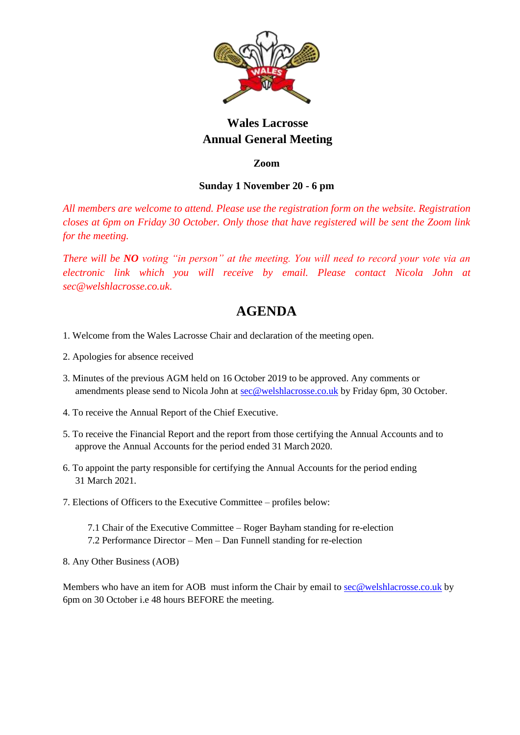# Wales Lacrosse
# Annual General Meeting

**Zoom**

**Sunday 1 November 20 - 6 pm**

*All members are welcome to attend. Please use the registration form on the website. Registration closes at 6pm on Friday 30 October. Only those that have registered will be sent the Zoom link for the meeting.*

*There will be **NO** voting "in person" at the meeting. You will need to record your vote via an electronic link which you will receive by email. Please contact Nicola John at sec@welshlacrosse.co.uk.*

## AGENDA

1. Welcome from the Wales Lacrosse Chair and declaration of the meeting open.

2. Apologies for absence received

3. Minutes of the previous AGM held on 16 October 2019 to be approved. Any comments or amendments please send to Nicola John at sec@welshlacrosse.co.uk by Friday 6pm, 30 October.

4. To receive the Annual Report of the Chief Executive.

5. To receive the Financial Report and the report from those certifying the Annual Accounts and to approve the Annual Accounts for the period ended 31 March 2020.

6. To appoint the party responsible for certifying the Annual Accounts for the period ending 31 March 2021.

7. Elections of Officers to the Executive Committee – profiles below:

   7.1 Chair of the Executive Committee – Roger Bayham standing for re-election
   7.2 Performance Director – Men – Dan Funnell standing for re-election

8. Any Other Business (AOB)

Members who have an item for AOB must inform the Chair by email to sec@welshlacrosse.co.uk by 6pm on 30 October i.e 48 hours BEFORE the meeting.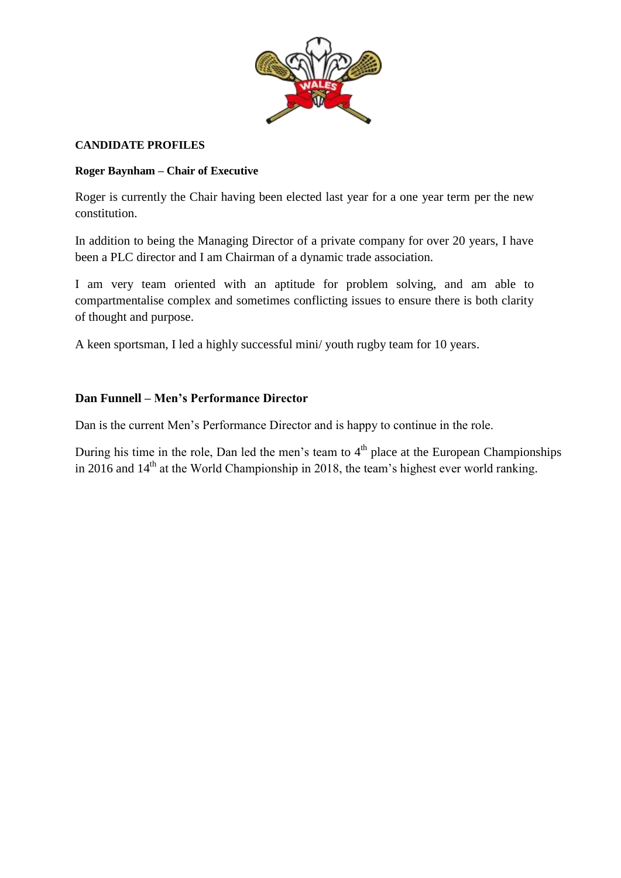**CANDIDATE PROFILES**

**Roger Baynham – Chair of Executive**

Roger is currently the Chair having been elected last year for a one year term per the new constitution.

In addition to being the Managing Director of a private company for over 20 years, I have been a PLC director and I am Chairman of a dynamic trade association.

I am very team oriented with an aptitude for problem solving, and am able to compartmentalise complex and sometimes conflicting issues to ensure there is both clarity of thought and purpose.

A keen sportsman, I led a highly successful mini/ youth rugby team for 10 years.

**Dan Funnell – Men's Performance Director**

Dan is the current Men's Performance Director and is happy to continue in the role.

During his time in the role, Dan led the men's team to 4th place at the European Championships in 2016 and 14th at the World Championship in 2018, the team's highest ever world ranking.